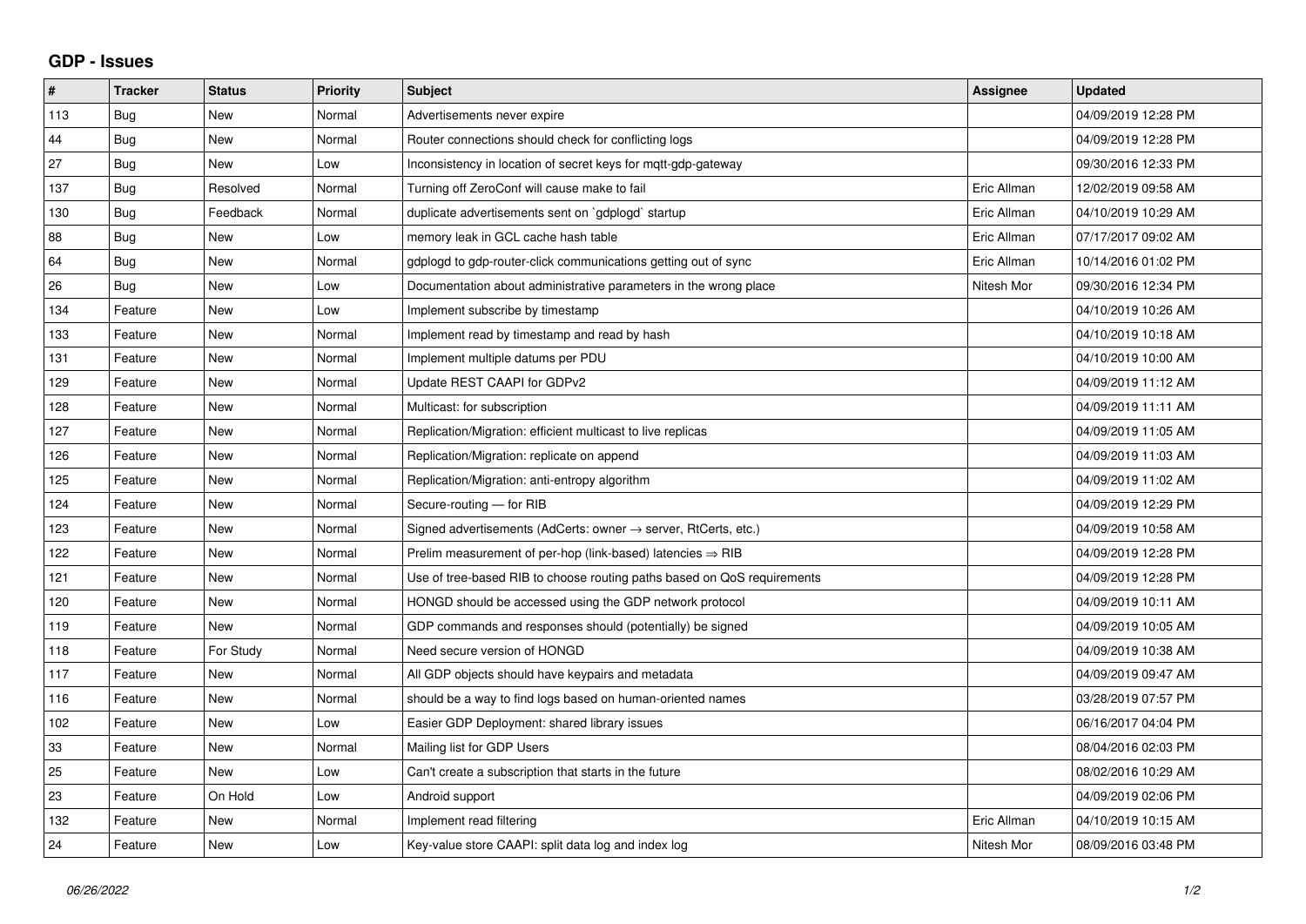## GDP - Issues

| # | Tracker | Status | Priority | Subject | Assignee | Updated |
|---|---|---|---|---|---|---|
| 113 | Bug | New | Normal | Advertisements never expire | | 04/09/2019 12:28 PM |
| 44 | Bug | New | Normal | Router connections should check for conflicting logs | | 04/09/2019 12:28 PM |
| 27 | Bug | New | Low | Inconsistency in location of secret keys for mqtt-gdp-gateway | | 09/30/2016 12:33 PM |
| 137 | Bug | Resolved | Normal | Turning off ZeroConf will cause make to fail | Eric Allman | 12/02/2019 09:58 AM |
| 130 | Bug | Feedback | Normal | duplicate advertisements sent on `gdplogd` startup | Eric Allman | 04/10/2019 10:29 AM |
| 88 | Bug | New | Low | memory leak in GCL cache hash table | Eric Allman | 07/17/2017 09:02 AM |
| 64 | Bug | New | Normal | gdplogd to gdp-router-click communications getting out of sync | Eric Allman | 10/14/2016 01:02 PM |
| 26 | Bug | New | Low | Documentation about administrative parameters in the wrong place | Nitesh Mor | 09/30/2016 12:34 PM |
| 134 | Feature | New | Low | Implement subscribe by timestamp | | 04/10/2019 10:26 AM |
| 133 | Feature | New | Normal | Implement read by timestamp and read by hash | | 04/10/2019 10:18 AM |
| 131 | Feature | New | Normal | Implement multiple datums per PDU | | 04/10/2019 10:00 AM |
| 129 | Feature | New | Normal | Update REST CAAPI for GDPv2 | | 04/09/2019 11:12 AM |
| 128 | Feature | New | Normal | Multicast: for subscription | | 04/09/2019 11:11 AM |
| 127 | Feature | New | Normal | Replication/Migration: efficient multicast to live replicas | | 04/09/2019 11:05 AM |
| 126 | Feature | New | Normal | Replication/Migration: replicate on append | | 04/09/2019 11:03 AM |
| 125 | Feature | New | Normal | Replication/Migration: anti-entropy algorithm | | 04/09/2019 11:02 AM |
| 124 | Feature | New | Normal | Secure-routing — for RIB | | 04/09/2019 12:29 PM |
| 123 | Feature | New | Normal | Signed advertisements (AdCerts: owner → server, RtCerts, etc.) | | 04/09/2019 10:58 AM |
| 122 | Feature | New | Normal | Prelim measurement of per-hop (link-based) latencies ⇒ RIB | | 04/09/2019 12:28 PM |
| 121 | Feature | New | Normal | Use of tree-based RIB to choose routing paths based on QoS requirements | | 04/09/2019 12:28 PM |
| 120 | Feature | New | Normal | HONGD should be accessed using the GDP network protocol | | 04/09/2019 10:11 AM |
| 119 | Feature | New | Normal | GDP commands and responses should (potentially) be signed | | 04/09/2019 10:05 AM |
| 118 | Feature | For Study | Normal | Need secure version of HONGD | | 04/09/2019 10:38 AM |
| 117 | Feature | New | Normal | All GDP objects should have keypairs and metadata | | 04/09/2019 09:47 AM |
| 116 | Feature | New | Normal | should be a way to find logs based on human-oriented names | | 03/28/2019 07:57 PM |
| 102 | Feature | New | Low | Easier GDP Deployment: shared library issues | | 06/16/2017 04:04 PM |
| 33 | Feature | New | Normal | Mailing list for GDP Users | | 08/04/2016 02:03 PM |
| 25 | Feature | New | Low | Can't create a subscription that starts in the future | | 08/02/2016 10:29 AM |
| 23 | Feature | On Hold | Low | Android support | | 04/09/2019 02:06 PM |
| 132 | Feature | New | Normal | Implement read filtering | Eric Allman | 04/10/2019 10:15 AM |
| 24 | Feature | New | Low | Key-value store CAAPI: split data log and index log | Nitesh Mor | 08/09/2016 03:48 PM |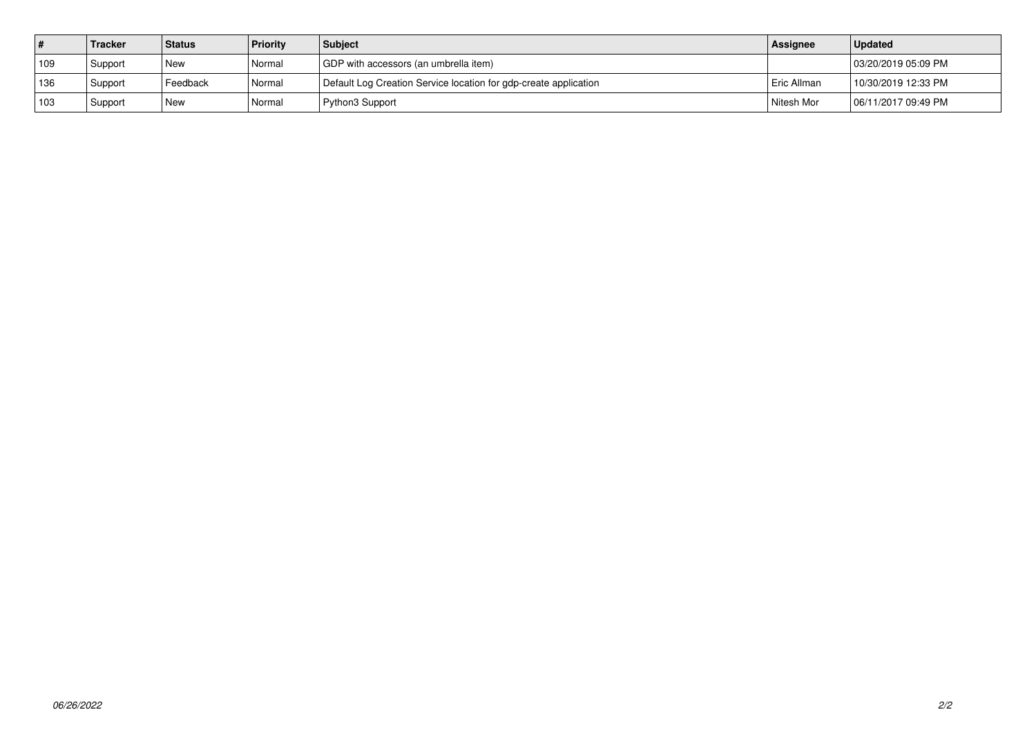| # | Tracker | Status | Priority | Subject | Assignee | Updated |
|---|---|---|---|---|---|---|
| 109 | Support | New | Normal | GDP with accessors (an umbrella item) | | 03/20/2019 05:09 PM |
| 136 | Support | Feedback | Normal | Default Log Creation Service location for gdp-create application | Eric Allman | 10/30/2019 12:33 PM |
| 103 | Support | New | Normal | Python3 Support | Nitesh Mor | 06/11/2017 09:49 PM |